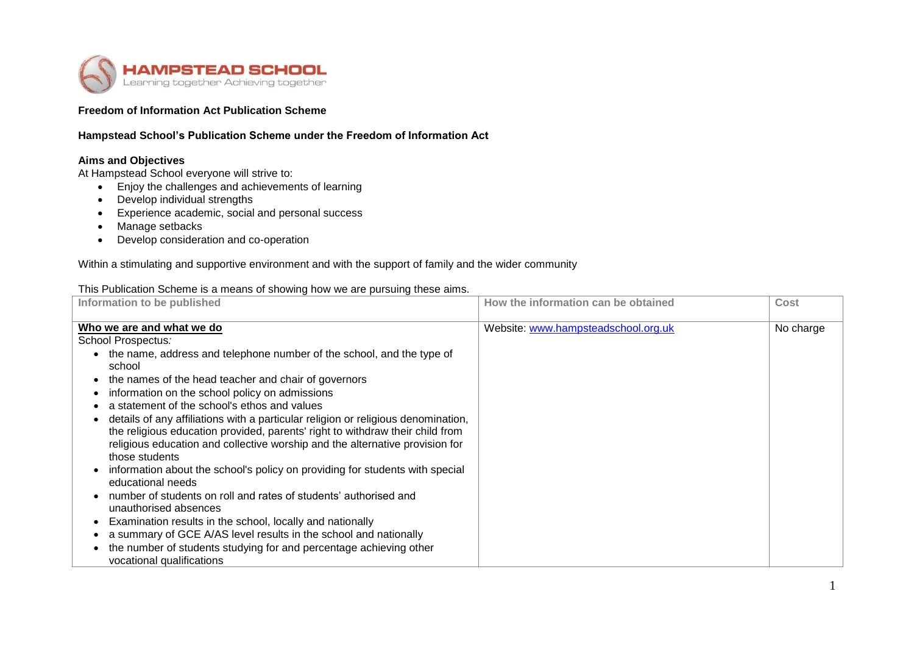**HAMPSTEAD SCHOOL**
Learning together Achieving together

**Freedom of Information Act Publication Scheme**

**Hampstead School's Publication Scheme under the Freedom of Information Act**

**Aims and Objectives**

At Hampstead School everyone will strive to:

- Enjoy the challenges and achievements of learning
- Develop individual strengths
- Experience academic, social and personal success
- Manage setbacks
- Develop consideration and co-operation

Within a stimulating and supportive environment and with the support of family and the wider community

This Publication Scheme is a means of showing how we are pursuing these aims.

| Information to be published | How the information can be obtained | Cost |
|---|---|---|
| **<u>Who we are and what we do</u>**<br>School Prospectus:<br>• the name, address and telephone number of the school, and the type of school<br>• the names of the head teacher and chair of governors<br>• information on the school policy on admissions<br>• a statement of the school's ethos and values<br>• details of any affiliations with a particular religion or religious denomination, the religious education provided, parents' right to withdraw their child from religious education and collective worship and the alternative provision for those students<br>• information about the school's policy on providing for students with special educational needs<br>• number of students on roll and rates of students' authorised and unauthorised absences<br>• Examination results in the school, locally and nationally<br>• a summary of GCE A/AS level results in the school and nationally<br>• the number of students studying for and percentage achieving other vocational qualifications | Website: www.hampsteadschool.org.uk | No charge |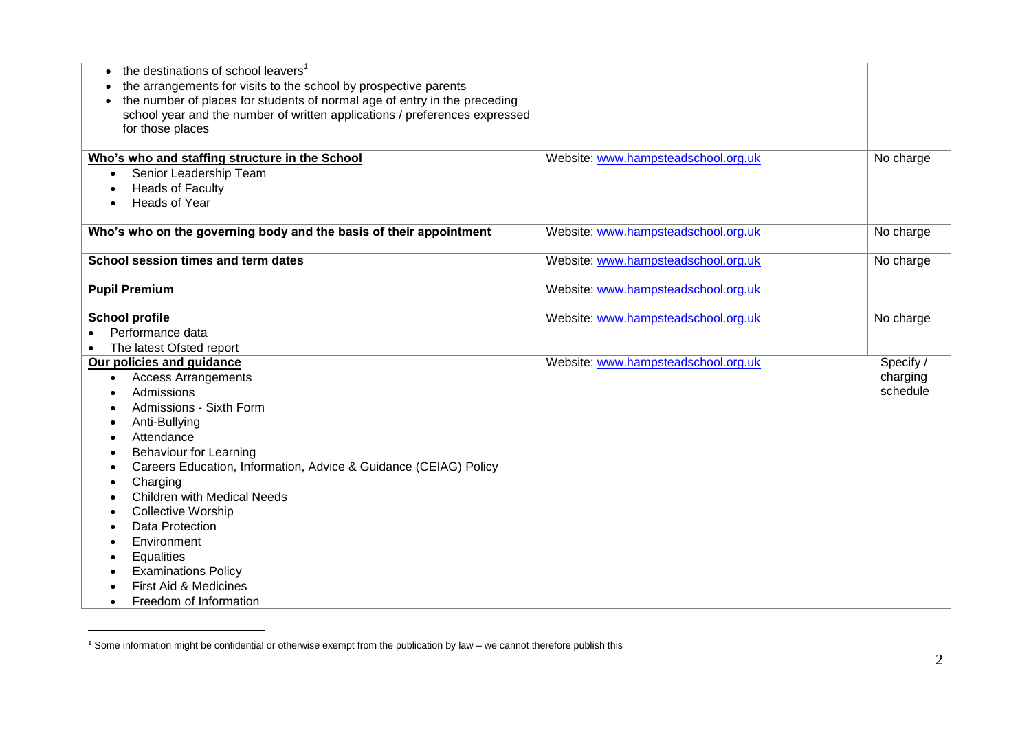| | | |
|---|---|---|
| • the destinations of school leavers[1]<br>• the arrangements for visits to the school by prospective parents<br>• the number of places for students of normal age of entry in the preceding school year and the number of written applications / preferences expressed for those places | | |
| **Who's who and staffing structure in the School**<br>• Senior Leadership Team<br>• Heads of Faculty<br>• Heads of Year | Website: www.hampsteadschool.org.uk | No charge |
| **Who's who on the governing body and the basis of their appointment** | Website: www.hampsteadschool.org.uk | No charge |
| **School session times and term dates** | Website: www.hampsteadschool.org.uk | No charge |
| **Pupil Premium** | Website: www.hampsteadschool.org.uk | |
| **School profile**<br>• Performance data<br>• The latest Ofsted report | Website: www.hampsteadschool.org.uk | No charge |
| **Our policies and guidance**<br>• Access Arrangements<br>• Admissions<br>• Admissions - Sixth Form<br>• Anti-Bullying<br>• Attendance<br>• Behaviour for Learning<br>• Careers Education, Information, Advice & Guidance (CEIAG) Policy<br>• Charging<br>• Children with Medical Needs<br>• Collective Worship<br>• Data Protection<br>• Environment<br>• Equalities<br>• Examinations Policy<br>• First Aid & Medicines<br>• Freedom of Information | Website: www.hampsteadschool.org.uk | Specify / charging schedule |

[1] Some information might be confidential or otherwise exempt from the publication by law – we cannot therefore publish this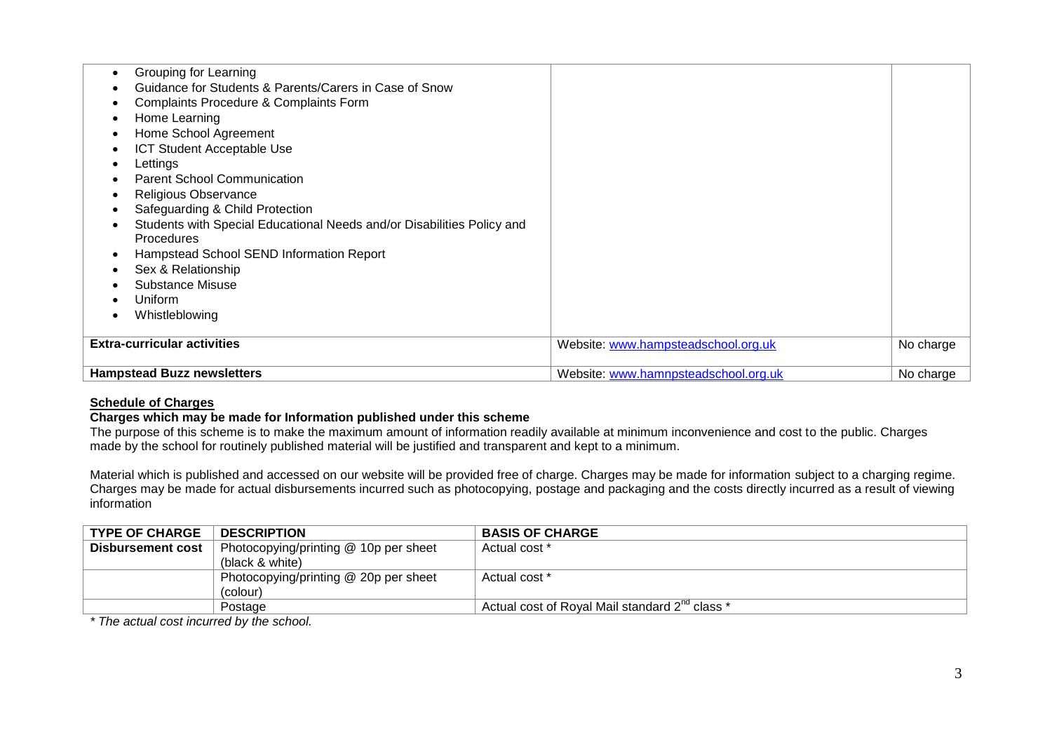| | | |
|---|---|---|
| • Grouping for Learning<br>• Guidance for Students & Parents/Carers in Case of Snow<br>• Complaints Procedure & Complaints Form<br>• Home Learning<br>• Home School Agreement<br>• ICT Student Acceptable Use<br>• Lettings<br>• Parent School Communication<br>• Religious Observance<br>• Safeguarding & Child Protection<br>• Students with Special Educational Needs and/or Disabilities Policy and Procedures<br>• Hampstead School SEND Information Report<br>• Sex & Relationship<br>• Substance Misuse<br>• Uniform<br>• Whistleblowing | | |
| **Extra-curricular activities** | Website: www.hampsteadschool.org.uk | No charge |
| **Hampstead Buzz newsletters** | Website: www.hamnpsteadschool.org.uk | No charge |

**Schedule of Charges**

**Charges which may be made for Information published under this scheme**

The purpose of this scheme is to make the maximum amount of information readily available at minimum inconvenience and cost to the public. Charges made by the school for routinely published material will be justified and transparent and kept to a minimum.

Material which is published and accessed on our website will be provided free of charge. Charges may be made for information subject to a charging regime. Charges may be made for actual disbursements incurred such as photocopying, postage and packaging and the costs directly incurred as a result of viewing information

| TYPE OF CHARGE | DESCRIPTION | BASIS OF CHARGE |
|---|---|---|
| **Disbursement cost** | Photocopying/printing @ 10p per sheet (black & white) | Actual cost * |
| | Photocopying/printing @ 20p per sheet (colour) | Actual cost * |
| | Postage | Actual cost of Royal Mail standard 2nd class * |

*\* The actual cost incurred by the school.*